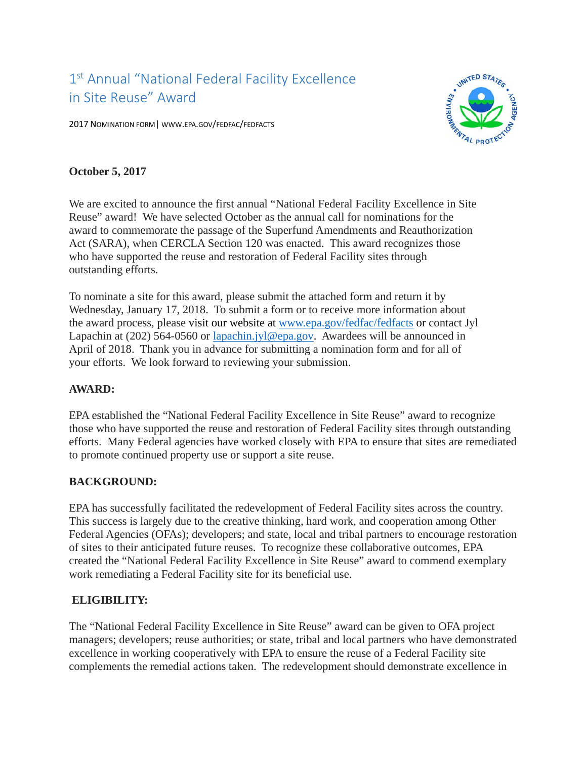# 1st Annual "National Federal Facility Excellence in Site Reuse" Award

2017 NOMINATION FORM | WWW.EPA.GOV/FEDFAC/FEDFACTS

**October 5, 2017**

We are excited to announce the first annual "National Federal Facility Excellence in Site Reuse" award! We have selected October as the annual call for nominations for the award to commemorate the passage of the Superfund Amendments and Reauthorization Act (SARA), when CERCLA Section 120 was enacted. This award recognizes those who have supported the reuse and restoration of Federal Facility sites through outstanding efforts.

To nominate a site for this award, please submit the attached form and return it by Wednesday, January 17, 2018. To submit a form or to receive more information about the award process, please visit our website at www.epa.gov/fedfac/fedfacts or contact Jyl Lapachin at (202) 564-0560 or lapachin.jyl@epa.gov. Awardees will be announced in April of 2018. Thank you in advance for submitting a nomination form and for all of your efforts. We look forward to reviewing your submission.

**AWARD:**

EPA established the "National Federal Facility Excellence in Site Reuse" award to recognize those who have supported the reuse and restoration of Federal Facility sites through outstanding efforts. Many Federal agencies have worked closely with EPA to ensure that sites are remediated to promote continued property use or support a site reuse.

**BACKGROUND:**

EPA has successfully facilitated the redevelopment of Federal Facility sites across the country. This success is largely due to the creative thinking, hard work, and cooperation among Other Federal Agencies (OFAs); developers; and state, local and tribal partners to encourage restoration of sites to their anticipated future reuses. To recognize these collaborative outcomes, EPA created the "National Federal Facility Excellence in Site Reuse" award to commend exemplary work remediating a Federal Facility site for its beneficial use.

**ELIGIBILITY:**

The "National Federal Facility Excellence in Site Reuse" award can be given to OFA project managers; developers; reuse authorities; or state, tribal and local partners who have demonstrated excellence in working cooperatively with EPA to ensure the reuse of a Federal Facility site complements the remedial actions taken. The redevelopment should demonstrate excellence in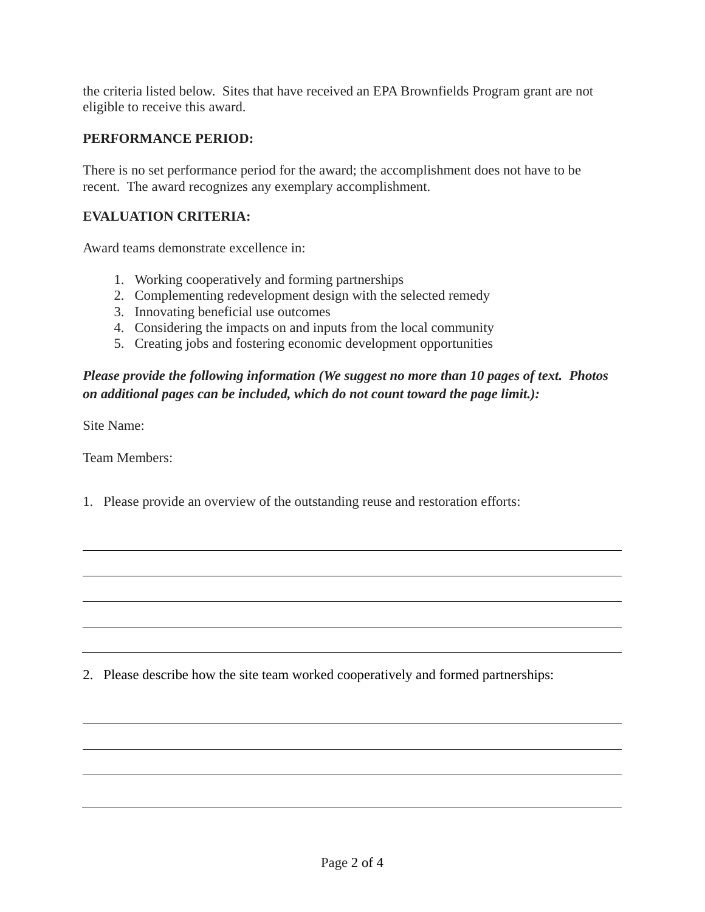the criteria listed below. Sites that have received an EPA Brownfields Program grant are not eligible to receive this award.

**PERFORMANCE PERIOD:**

There is no set performance period for the award; the accomplishment does not have to be recent. The award recognizes any exemplary accomplishment.

**EVALUATION CRITERIA:**

Award teams demonstrate excellence in:

1. Working cooperatively and forming partnerships
2. Complementing redevelopment design with the selected remedy
3. Innovating beneficial use outcomes
4. Considering the impacts on and inputs from the local community
5. Creating jobs and fostering economic development opportunities

***Please provide the following information (We suggest no more than 10 pages of text. Photos on additional pages can be included, which do not count toward the page limit.):***

Site Name:

Team Members:

1. Please provide an overview of the outstanding reuse and restoration efforts:

---

---

---

---

---

2. Please describe how the site team worked cooperatively and formed partnerships:

---

---

---

---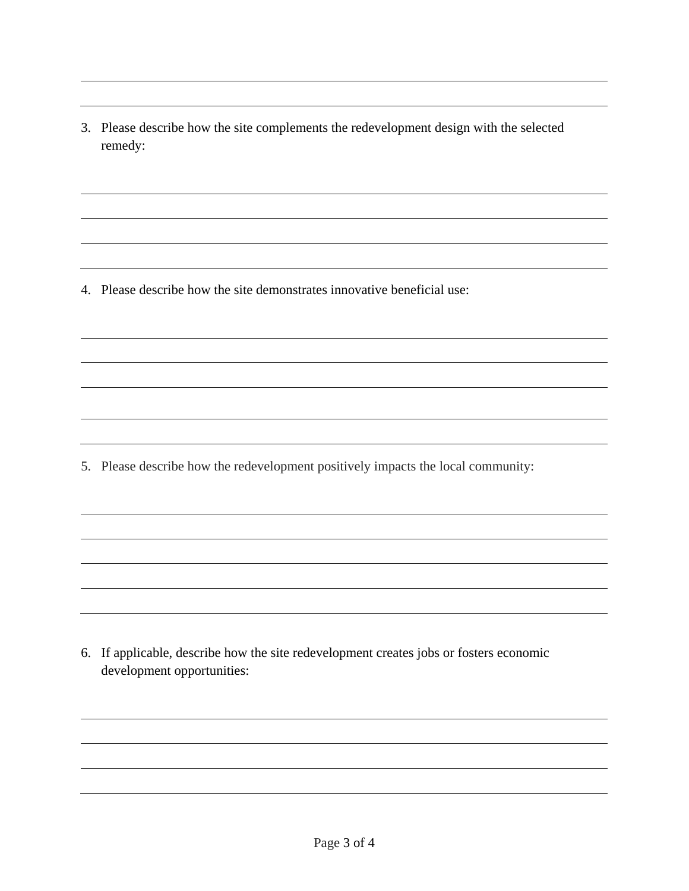3. Please describe how the site complements the redevelopment design with the selected remedy:

4. Please describe how the site demonstrates innovative beneficial use:

5. Please describe how the redevelopment positively impacts the local community:

6. If applicable, describe how the site redevelopment creates jobs or fosters economic development opportunities: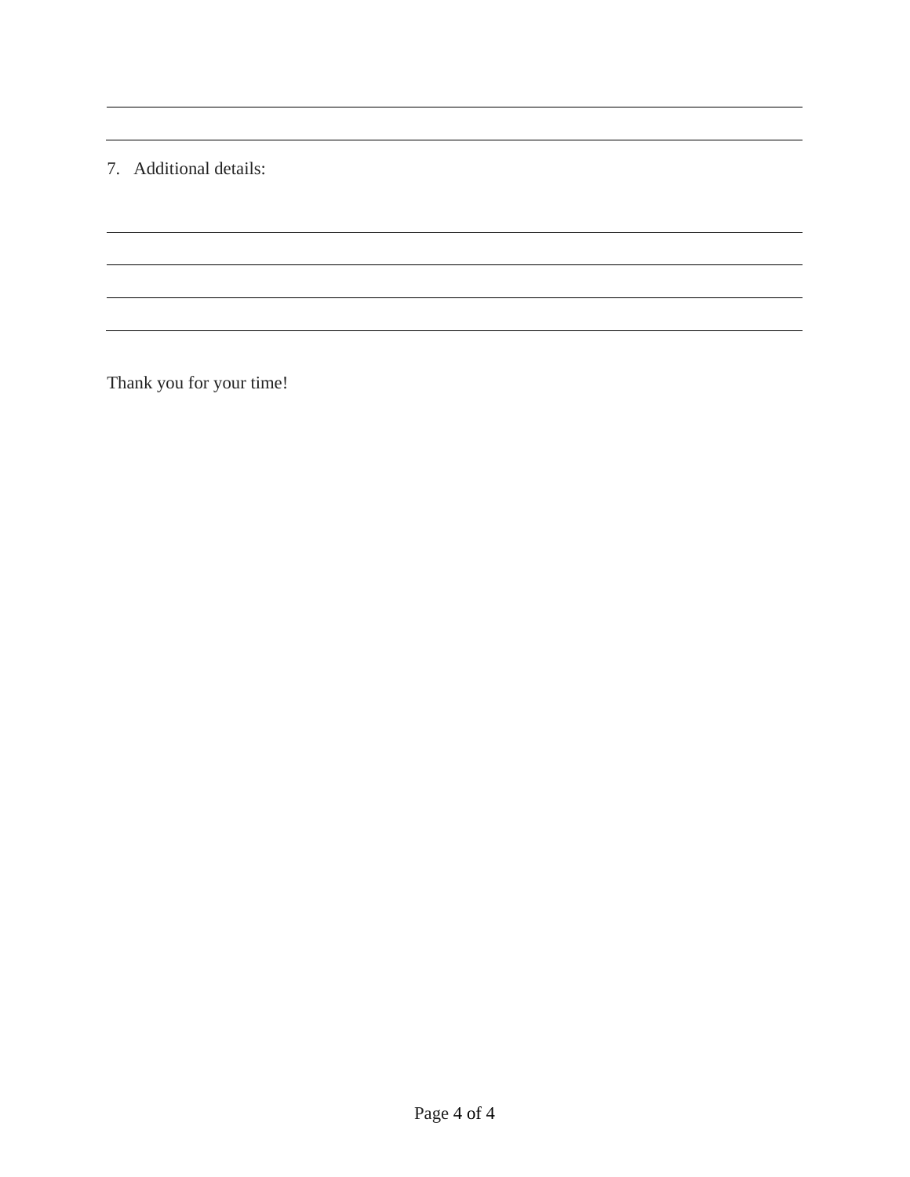7. Additional details:

Thank you for your time!